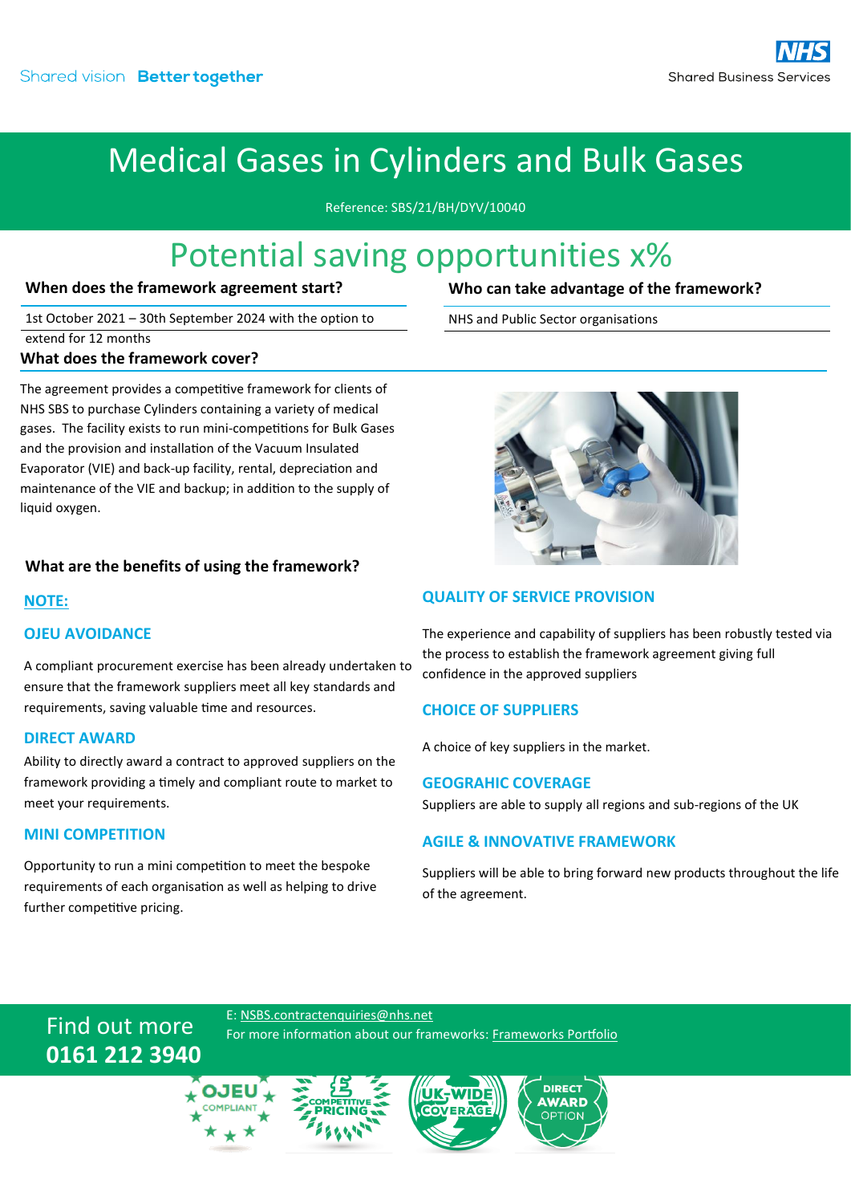Shared vision **Better together**

NHS Shared Business Services

# Medical Gases in Cylinders and Bulk Gases

Reference: SBS/21/BH/DYV/10040

## Potential saving opportunities x%

### When does the framework agreement start?

1st October 2021 – 30th September 2024 with the option to extend for 12 months

### Who can take advantage of the framework?

NHS and Public Sector organisations

### What does the framework cover?

The agreement provides a competitive framework for clients of NHS SBS to purchase Cylinders containing a variety of medical gases. The facility exists to run mini-competitions for Bulk Gases and the provision and installation of the Vacuum Insulated Evaporator (VIE) and back-up facility, rental, depreciation and maintenance of the VIE and backup; in addition to the supply of liquid oxygen.

### What are the benefits of using the framework?

**NOTE:**

**OJEU AVOIDANCE**

A compliant procurement exercise has been already undertaken to ensure that the framework suppliers meet all key standards and requirements, saving valuable time and resources.

**DIRECT AWARD**

Ability to directly award a contract to approved suppliers on the framework providing a timely and compliant route to market to meet your requirements.

**MINI COMPETITION**

Opportunity to run a mini competition to meet the bespoke requirements of each organisation as well as helping to drive further competitive pricing.

**QUALITY OF SERVICE PROVISION**

The experience and capability of suppliers has been robustly tested via the process to establish the framework agreement giving full confidence in the approved suppliers

**CHOICE OF SUPPLIERS**

A choice of key suppliers in the market.

**GEOGRAHIC COVERAGE**

Suppliers are able to supply all regions and sub-regions of the UK

**AGILE & INNOVATIVE FRAMEWORK**

Suppliers will be able to bring forward new products throughout the life of the agreement.

Find out more
**0161 212 3940**

E: NSBS.contractenquiries@nhs.net
For more information about our frameworks: Frameworks Portfolio

OJEU COMPLIANT | COMPETITIVE PRICING | UK-WIDE COVERAGE | DIRECT AWARD OPTION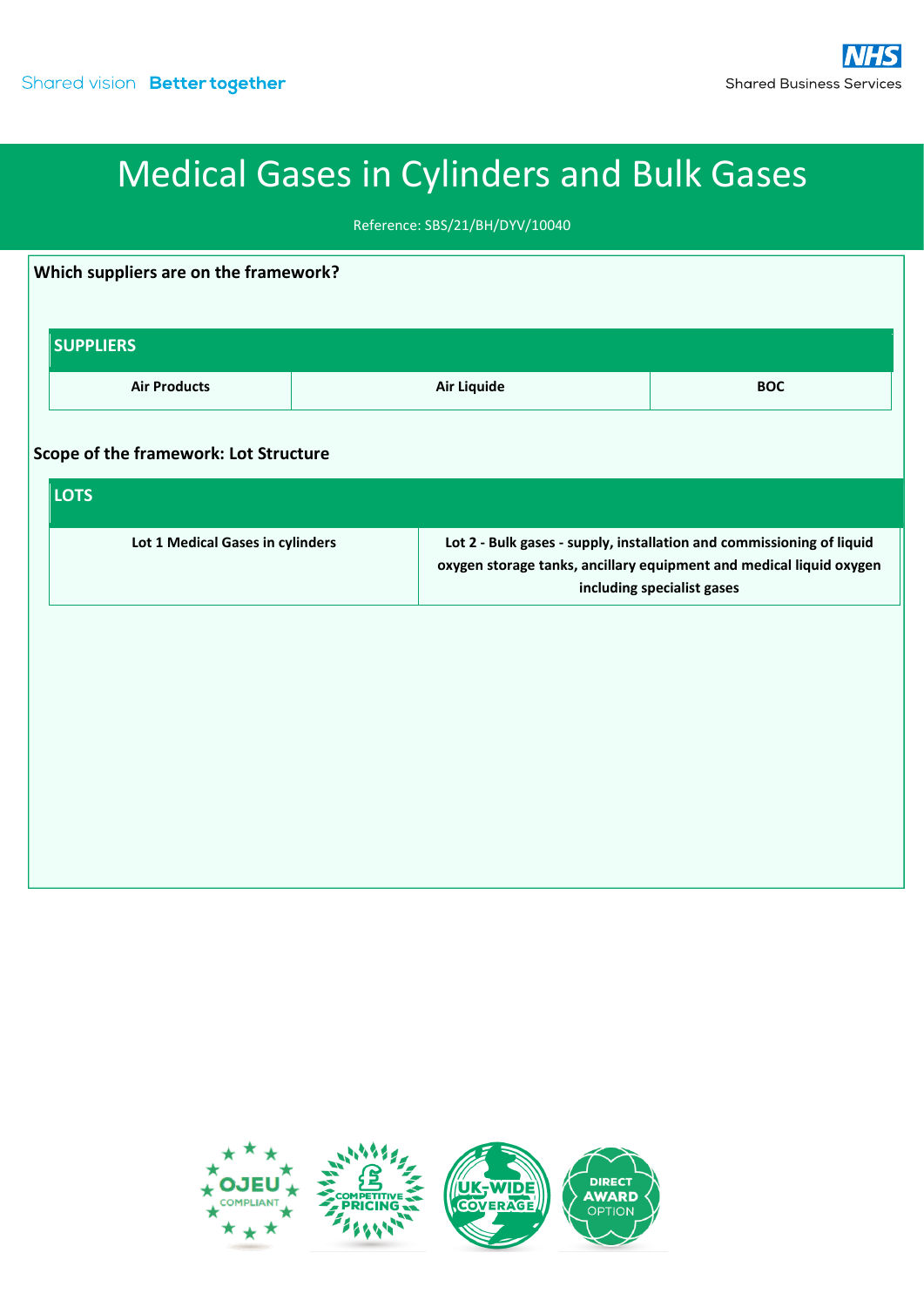# Medical Gases in Cylinders and Bulk Gases

Reference: SBS/21/BH/DYV/10040

**Which suppliers are on the framework?**

| SUPPLIERS | | |
|---|---|---|
| **Air Products** | **Air Liquide** | **BOC** |

**Scope of the framework: Lot Structure**

| LOTS | |
|---|---|
| **Lot 1 Medical Gases in cylinders** | **Lot 2 - Bulk gases - supply, installation and commissioning of liquid oxygen storage tanks, ancillary equipment and medical liquid oxygen including specialist gases** |

OJEU COMPLIANT

COMPETITIVE PRICING

UK-WIDE COVERAGE

DIRECT AWARD OPTION